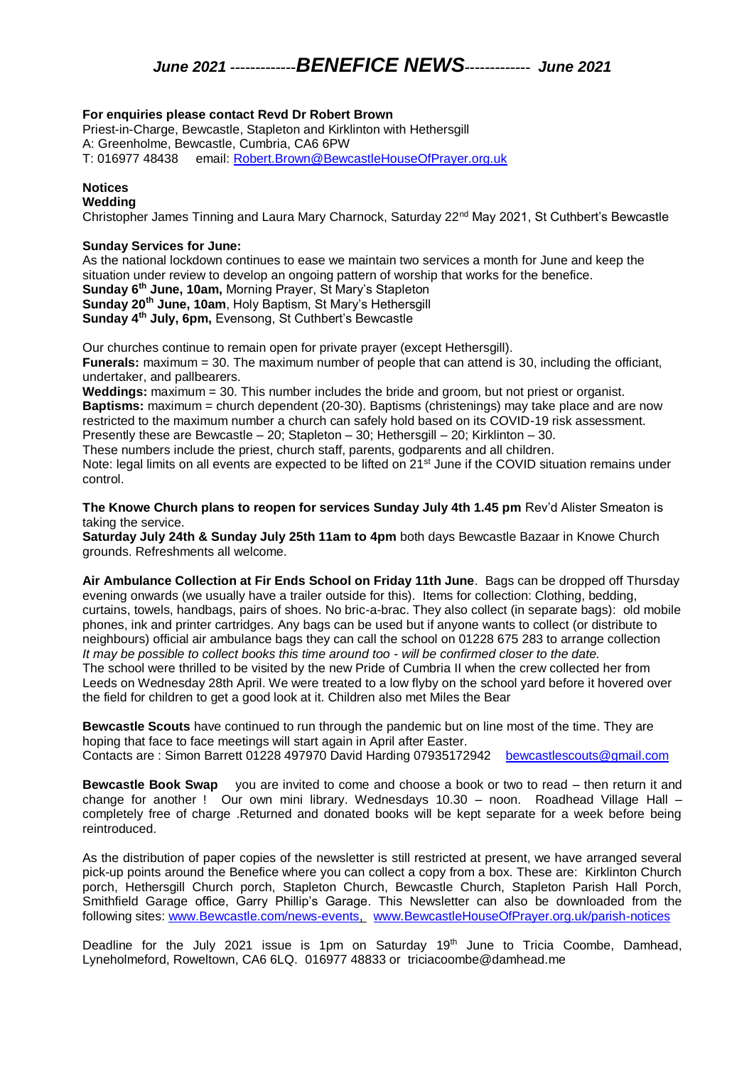# *June 2021 -------------BENEFICE NEWS------------- June 2021*

**For enquiries please contact Revd Dr Robert Brown**
Priest-in-Charge, Bewcastle, Stapleton and Kirklinton with Hethersgill
A: Greenholme, Bewcastle, Cumbria, CA6 6PW
T: 016977 48438 email: Robert.Brown@BewcastleHouseOfPrayer.org.uk

## Notices

**Wedding**
Christopher James Tinning and Laura Mary Charnock, Saturday 22nd May 2021, St Cuthbert's Bewcastle

**Sunday Services for June:**
As the national lockdown continues to ease we maintain two services a month for June and keep the situation under review to develop an ongoing pattern of worship that works for the benefice.
**Sunday 6th June, 10am,** Morning Prayer, St Mary's Stapleton
**Sunday 20th June, 10am**, Holy Baptism, St Mary's Hethersgill
**Sunday 4th July, 6pm,** Evensong, St Cuthbert's Bewcastle

Our churches continue to remain open for private prayer (except Hethersgill).
**Funerals:** maximum = 30. The maximum number of people that can attend is 30, including the officiant, undertaker, and pallbearers.
**Weddings:** maximum = 30. This number includes the bride and groom, but not priest or organist.
**Baptisms:** maximum = church dependent (20-30). Baptisms (christenings) may take place and are now restricted to the maximum number a church can safely hold based on its COVID-19 risk assessment. Presently these are Bewcastle – 20; Stapleton – 30; Hethersgill – 20; Kirklinton – 30.
These numbers include the priest, church staff, parents, godparents and all children.
Note: legal limits on all events are expected to be lifted on 21st June if the COVID situation remains under control.

**The Knowe Church plans to reopen for services Sunday July 4th 1.45 pm** Rev'd Alister Smeaton is taking the service.
**Saturday July 24th & Sunday July 25th 11am to 4pm** both days Bewcastle Bazaar in Knowe Church grounds. Refreshments all welcome.

**Air Ambulance Collection at Fir Ends School on Friday 11th June**. Bags can be dropped off Thursday evening onwards (we usually have a trailer outside for this). Items for collection: Clothing, bedding, curtains, towels, handbags, pairs of shoes. No bric-a-brac. They also collect (in separate bags): old mobile phones, ink and printer cartridges. Any bags can be used but if anyone wants to collect (or distribute to neighbours) official air ambulance bags they can call the school on 01228 675 283 to arrange collection
*It may be possible to collect books this time around too - will be confirmed closer to the date.*
The school were thrilled to be visited by the new Pride of Cumbria II when the crew collected her from Leeds on Wednesday 28th April. We were treated to a low flyby on the school yard before it hovered over the field for children to get a good look at it. Children also met Miles the Bear

**Bewcastle Scouts** have continued to run through the pandemic but on line most of the time. They are hoping that face to face meetings will start again in April after Easter.
Contacts are : Simon Barrett 01228 497970 David Harding 07935172942 bewcastlescouts@gmail.com

**Bewcastle Book Swap** you are invited to come and choose a book or two to read – then return it and change for another ! Our own mini library. Wednesdays 10.30 – noon. Roadhead Village Hall – completely free of charge .Returned and donated books will be kept separate for a week before being reintroduced.

As the distribution of paper copies of the newsletter is still restricted at present, we have arranged several pick-up points around the Benefice where you can collect a copy from a box. These are: Kirklinton Church porch, Hethersgill Church porch, Stapleton Church, Bewcastle Church, Stapleton Parish Hall Porch, Smithfield Garage office, Garry Phillip's Garage. This Newsletter can also be downloaded from the following sites: www.Bewcastle.com/news-events, www.BewcastleHouseOfPrayer.org.uk/parish-notices

Deadline for the July 2021 issue is 1pm on Saturday 19th June to Tricia Coombe, Damhead, Lyneholmeford, Roweltown, CA6 6LQ. 016977 48833 or triciacoombe@damhead.me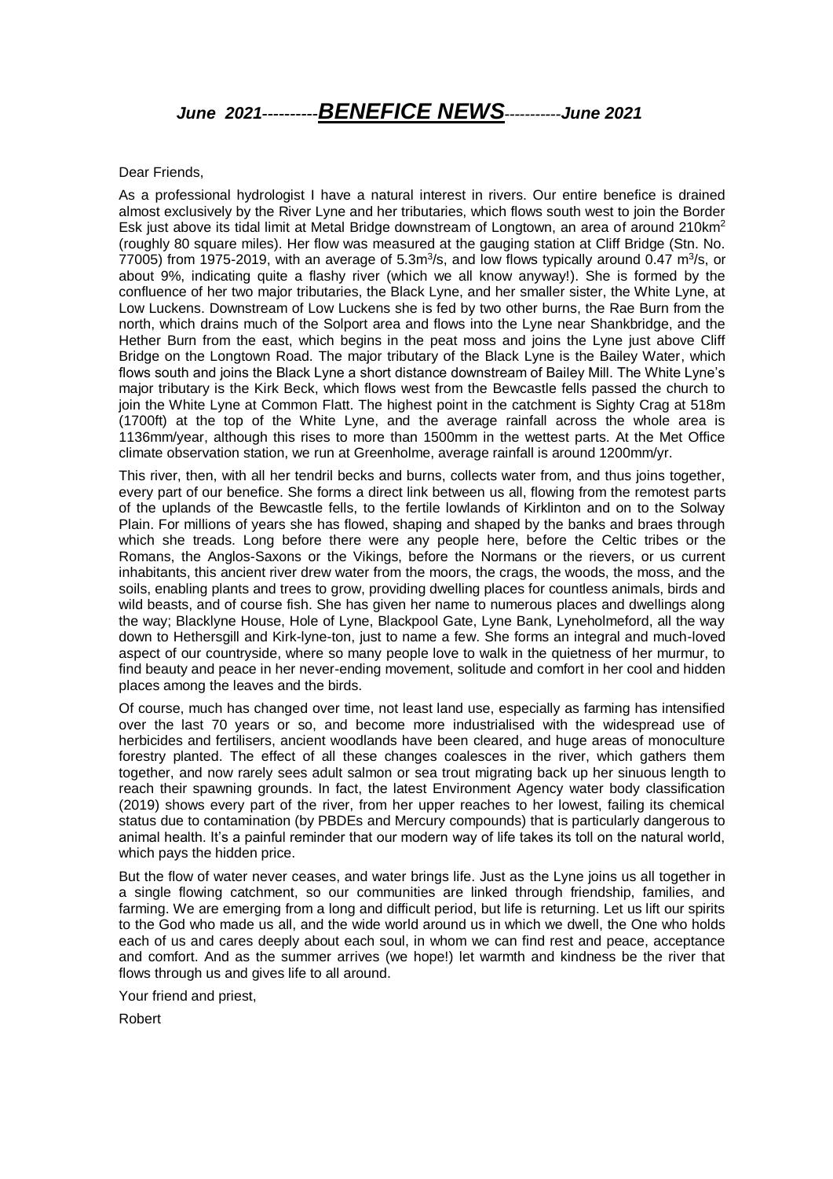# *June 2021*----------*BENEFICE NEWS*-----------*June 2021*

Dear Friends,

As a professional hydrologist I have a natural interest in rivers. Our entire benefice is drained almost exclusively by the River Lyne and her tributaries, which flows south west to join the Border Esk just above its tidal limit at Metal Bridge downstream of Longtown, an area of around 210km$^2$ (roughly 80 square miles). Her flow was measured at the gauging station at Cliff Bridge (Stn. No. 77005) from 1975-2019, with an average of 5.3m$^3$/s, and low flows typically around 0.47 m$^3$/s, or about 9%, indicating quite a flashy river (which we all know anyway!). She is formed by the confluence of her two major tributaries, the Black Lyne, and her smaller sister, the White Lyne, at Low Luckens. Downstream of Low Luckens she is fed by two other burns, the Rae Burn from the north, which drains much of the Solport area and flows into the Lyne near Shankbridge, and the Hether Burn from the east, which begins in the peat moss and joins the Lyne just above Cliff Bridge on the Longtown Road. The major tributary of the Black Lyne is the Bailey Water, which flows south and joins the Black Lyne a short distance downstream of Bailey Mill. The White Lyne's major tributary is the Kirk Beck, which flows west from the Bewcastle fells passed the church to join the White Lyne at Common Flatt. The highest point in the catchment is Sighty Crag at 518m (1700ft) at the top of the White Lyne, and the average rainfall across the whole area is 1136mm/year, although this rises to more than 1500mm in the wettest parts. At the Met Office climate observation station, we run at Greenholme, average rainfall is around 1200mm/yr.

This river, then, with all her tendril becks and burns, collects water from, and thus joins together, every part of our benefice. She forms a direct link between us all, flowing from the remotest parts of the uplands of the Bewcastle fells, to the fertile lowlands of Kirklinton and on to the Solway Plain. For millions of years she has flowed, shaping and shaped by the banks and braes through which she treads. Long before there were any people here, before the Celtic tribes or the Romans, the Anglos-Saxons or the Vikings, before the Normans or the rievers, or us current inhabitants, this ancient river drew water from the moors, the crags, the woods, the moss, and the soils, enabling plants and trees to grow, providing dwelling places for countless animals, birds and wild beasts, and of course fish. She has given her name to numerous places and dwellings along the way; Blacklyne House, Hole of Lyne, Blackpool Gate, Lyne Bank, Lyneholmeford, all the way down to Hethersgill and Kirk-lyne-ton, just to name a few. She forms an integral and much-loved aspect of our countryside, where so many people love to walk in the quietness of her murmur, to find beauty and peace in her never-ending movement, solitude and comfort in her cool and hidden places among the leaves and the birds.

Of course, much has changed over time, not least land use, especially as farming has intensified over the last 70 years or so, and become more industrialised with the widespread use of herbicides and fertilisers, ancient woodlands have been cleared, and huge areas of monoculture forestry planted. The effect of all these changes coalesces in the river, which gathers them together, and now rarely sees adult salmon or sea trout migrating back up her sinuous length to reach their spawning grounds. In fact, the latest Environment Agency water body classification (2019) shows every part of the river, from her upper reaches to her lowest, failing its chemical status due to contamination (by PBDEs and Mercury compounds) that is particularly dangerous to animal health. It's a painful reminder that our modern way of life takes its toll on the natural world, which pays the hidden price.

But the flow of water never ceases, and water brings life. Just as the Lyne joins us all together in a single flowing catchment, so our communities are linked through friendship, families, and farming. We are emerging from a long and difficult period, but life is returning. Let us lift our spirits to the God who made us all, and the wide world around us in which we dwell, the One who holds each of us and cares deeply about each soul, in whom we can find rest and peace, acceptance and comfort. And as the summer arrives (we hope!) let warmth and kindness be the river that flows through us and gives life to all around.

Your friend and priest,

Robert